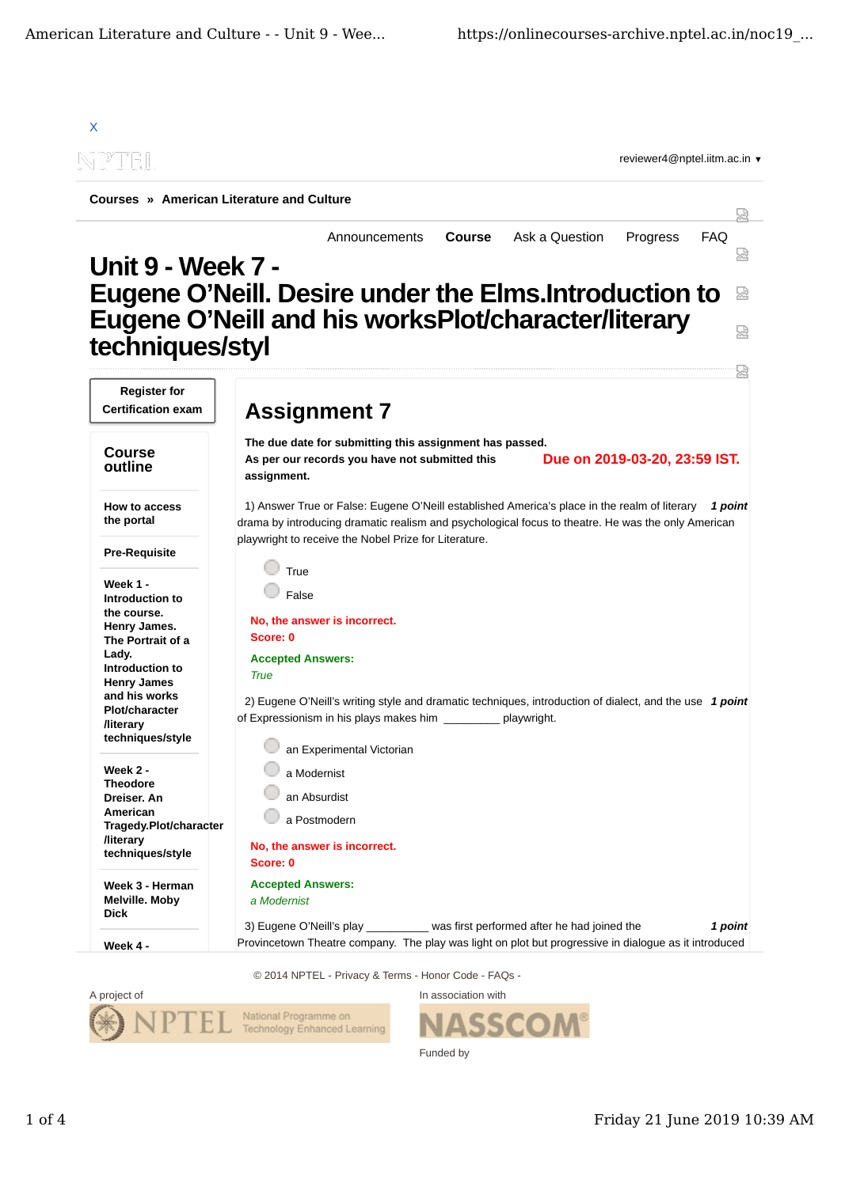X

reviewer4@nptel.iitm.ac.in ▾

**Courses » American Literature and Culture**

Announcements **Course** Ask a Question Progress FAQ

# Unit 9 - Week 7 - Eugene O'Neill. Desire under the Elms.Introduction to Eugene O'Neill and his worksPlot/character/literary techniques/styl

**Register for Certification exam**

**Course outline**

**How to access the portal**

**Pre-Requisite**

**Week 1 - Introduction to the course. Henry James. The Portrait of a Lady. Introduction to Henry James and his works Plot/character /literary techniques/style**

**Week 2 - Theodore Dreiser. An American Tragedy.Plot/character /literary techniques/style**

**Week 3 - Herman Melville. Moby Dick**

**Week 4 -**

## Assignment 7

**The due date for submitting this assignment has passed.**
**As per our records you have not submitted this assignment.**

**Due on 2019-03-20, 23:59 IST.**

1) Answer True or False: Eugene O'Neill established America's place in the realm of literary drama by introducing dramatic realism and psychological focus to theatre. He was the only American playwright to receive the Nobel Prize for Literature. ***1 point***

- True
- False

**No, the answer is incorrect.**
**Score: 0**

**Accepted Answers:**
*True*

2) Eugene O'Neill's writing style and dramatic techniques, introduction of dialect, and the use of Expressionism in his plays makes him _________ playwright. ***1 point***

- an Experimental Victorian
- a Modernist
- an Absurdist
- a Postmodern

**No, the answer is incorrect.**
**Score: 0**

**Accepted Answers:**
*a Modernist*

3) Eugene O'Neill's play __________ was first performed after he had joined the Provincetown Theatre company. The play was light on plot but progressive in dialogue as it introduced ***1 point***

© 2014 NPTEL - Privacy & Terms - Honor Code - FAQs -

A project of

In association with

Funded by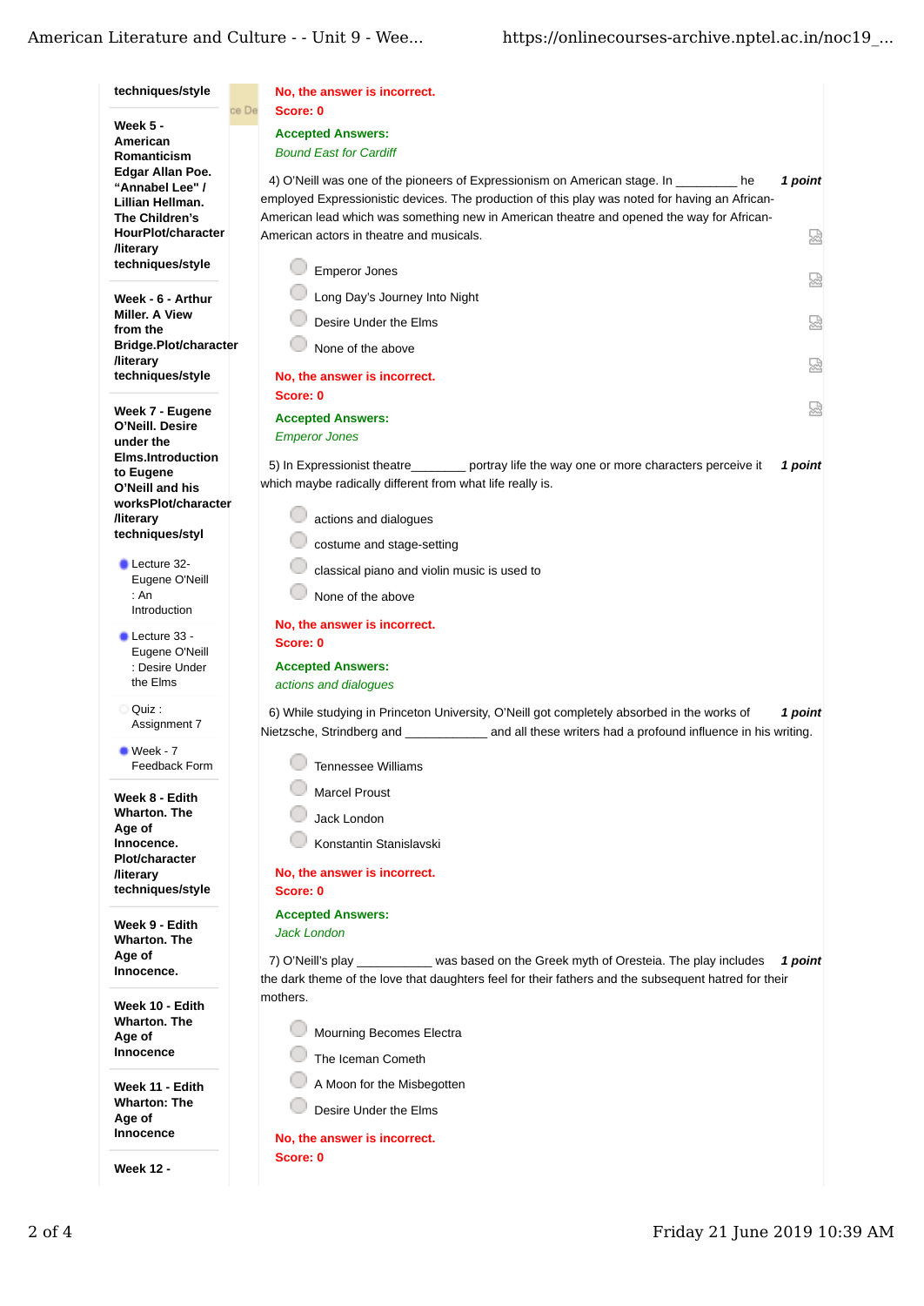techniques/style

Week 5 - American Romanticism Edgar Allan Poe. “Annabel Lee" / Lillian Hellman. The Children's HourPlot/character /literary techniques/style

Week - 6 - Arthur Miller. A View from the Bridge.Plot/character /literary techniques/style

Week 7 - Eugene O'Neill. Desire under the Elms.Introduction to Eugene O'Neill and his worksPlot/character /literary techniques/styl

- Lecture 32- Eugene O'Neill : An Introduction
- Lecture 33 - Eugene O'Neill : Desire Under the Elms
- Quiz : Assignment 7
- Week - 7 Feedback Form

Week 8 - Edith Wharton. The Age of Innocence. Plot/character /literary techniques/style

Week 9 - Edith Wharton. The Age of Innocence.

Week 10 - Edith Wharton. The Age of Innocence

Week 11 - Edith Wharton: The Age of Innocence

Week 12 -

**No, the answer is incorrect.**
**Score: 0**

**Accepted Answers:**
*Bound East for Cardiff*

4) O'Neill was one of the pioneers of Expressionism on American stage. In _________ he employed Expressionistic devices. The production of this play was noted for having an African-American lead which was something new in American theatre and opened the way for African-American actors in theatre and musicals. ***1 point***

- Emperor Jones
- Long Day's Journey Into Night
- Desire Under the Elms
- None of the above

**No, the answer is incorrect.**
**Score: 0**

**Accepted Answers:**
*Emperor Jones*

5) In Expressionist theatre________ portray life the way one or more characters perceive it which maybe radically different from what life really is. ***1 point***

- actions and dialogues
- costume and stage-setting
- classical piano and violin music is used to
- None of the above

**No, the answer is incorrect.**
**Score: 0**

**Accepted Answers:**
*actions and dialogues*

6) While studying in Princeton University, O'Neill got completely absorbed in the works of Nietzsche, Strindberg and ____________ and all these writers had a profound influence in his writing. ***1 point***

- Tennessee Williams
- Marcel Proust
- Jack London
- Konstantin Stanislavski

**No, the answer is incorrect.**
**Score: 0**

**Accepted Answers:**
*Jack London*

7) O'Neill's play ___________ was based on the Greek myth of Oresteia. The play includes the dark theme of the love that daughters feel for their fathers and the subsequent hatred for their mothers. ***1 point***

- Mourning Becomes Electra
- The Iceman Cometh
- A Moon for the Misbegotten
- Desire Under the Elms

**No, the answer is incorrect.**
**Score: 0**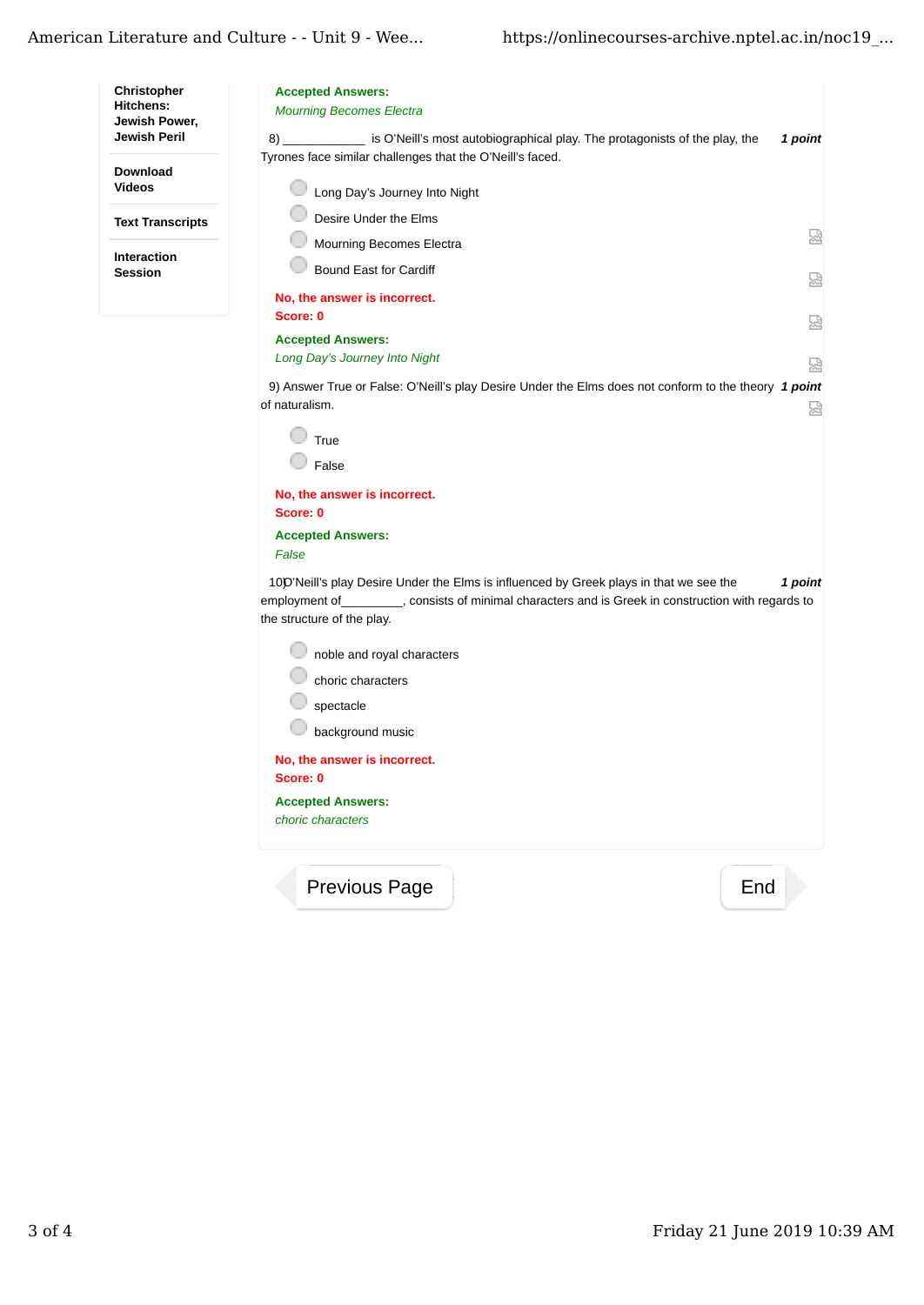Christopher Hitchens: Jewish Power, Jewish Peril

Download Videos

Text Transcripts

Interaction Session

**Accepted Answers:**
*Mourning Becomes Electra*

8) ____________ is O'Neill's most autobiographical play. The protagonists of the play, the Tyrones face similar challenges that the O'Neill's faced. *1 point*

- Long Day's Journey Into Night
- Desire Under the Elms
- Mourning Becomes Electra
- Bound East for Cardiff

**No, the answer is incorrect.**
**Score: 0**

**Accepted Answers:**
*Long Day's Journey Into Night*

9) Answer True or False: O'Neill's play Desire Under the Elms does not conform to the theory of naturalism. *1 point*

- True
- False

**No, the answer is incorrect.**
**Score: 0**

**Accepted Answers:**
*False*

10) O'Neill's play Desire Under the Elms is influenced by Greek plays in that we see the employment of_________, consists of minimal characters and is Greek in construction with regards to the structure of the play. *1 point*

- noble and royal characters
- choric characters
- spectacle
- background music

**No, the answer is incorrect.**
**Score: 0**

**Accepted Answers:**
*choric characters*

Previous Page | End